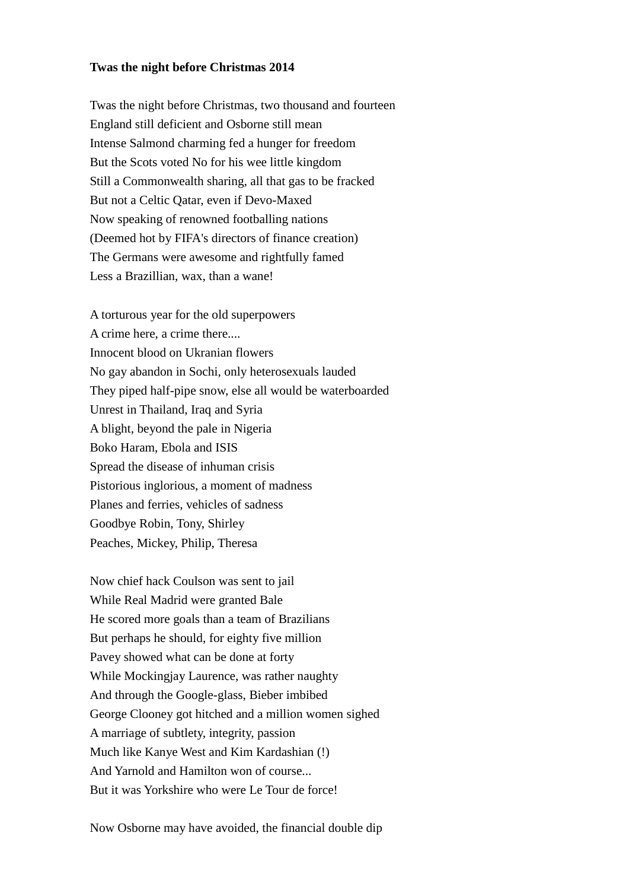**Twas the night before Christmas 2014**

Twas the night before Christmas, two thousand and fourteen  
England still deficient and Osborne still mean  
Intense Salmond charming fed a hunger for freedom  
But the Scots voted No for his wee little kingdom  
Still a Commonwealth sharing, all that gas to be fracked  
But not a Celtic Qatar, even if Devo-Maxed  
Now speaking of renowned footballing nations  
(Deemed hot by FIFA's directors of finance creation)  
The Germans were awesome and rightfully famed  
Less a Brazillian, wax, than a wane!

A torturous year for the old superpowers  
A crime here, a crime there....  
Innocent blood on Ukranian flowers  
No gay abandon in Sochi, only heterosexuals lauded  
They piped half-pipe snow, else all would be waterboarded  
Unrest in Thailand, Iraq and Syria  
A blight, beyond the pale in Nigeria  
Boko Haram, Ebola and ISIS  
Spread the disease of inhuman crisis  
Pistorious inglorious, a moment of madness  
Planes and ferries, vehicles of sadness  
Goodbye Robin, Tony, Shirley  
Peaches, Mickey, Philip, Theresa

Now chief hack Coulson was sent to jail  
While Real Madrid were granted Bale  
He scored more goals than a team of Brazilians  
But perhaps he should, for eighty five million  
Pavey showed what can be done at forty  
While Mockingjay Laurence, was rather naughty  
And through the Google-glass, Bieber imbibed  
George Clooney got hitched and a million women sighed  
A marriage of subtlety, integrity, passion  
Much like Kanye West and Kim Kardashian (!)  
And Yarnold and Hamilton won of course...  
But it was Yorkshire who were Le Tour de force!

Now Osborne may have avoided, the financial double dip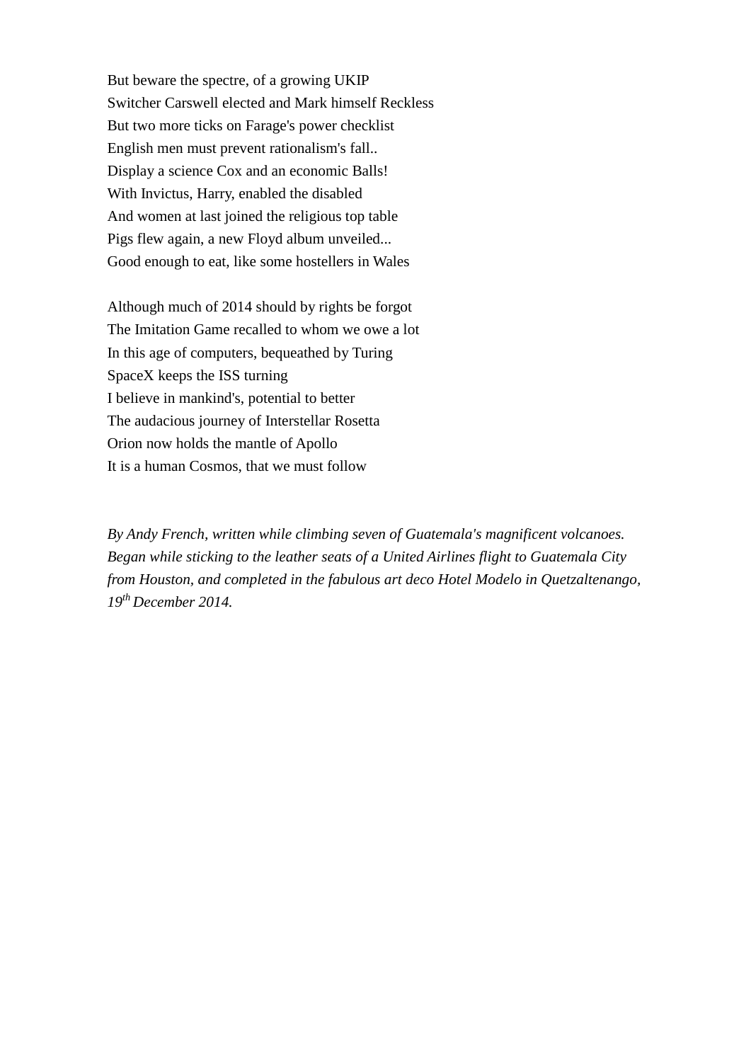But beware the spectre, of a growing UKIP  
Switcher Carswell elected and Mark himself Reckless  
But two more ticks on Farage's power checklist  
English men must prevent rationalism's fall..  
Display a science Cox and an economic Balls!  
With Invictus, Harry, enabled the disabled  
And women at last joined the religious top table  
Pigs flew again, a new Floyd album unveiled...  
Good enough to eat, like some hostellers in Wales

Although much of 2014 should by rights be forgot  
The Imitation Game recalled to whom we owe a lot  
In this age of computers, bequeathed by Turing  
SpaceX keeps the ISS turning  
I believe in mankind's, potential to better  
The audacious journey of Interstellar Rosetta  
Orion now holds the mantle of Apollo  
It is a human Cosmos, that we must follow

*By Andy French, written while climbing seven of Guatemala's magnificent volcanoes. Began while sticking to the leather seats of a United Airlines flight to Guatemala City from Houston, and completed in the fabulous art deco Hotel Modelo in Quetzaltenango, 19th December 2014.*